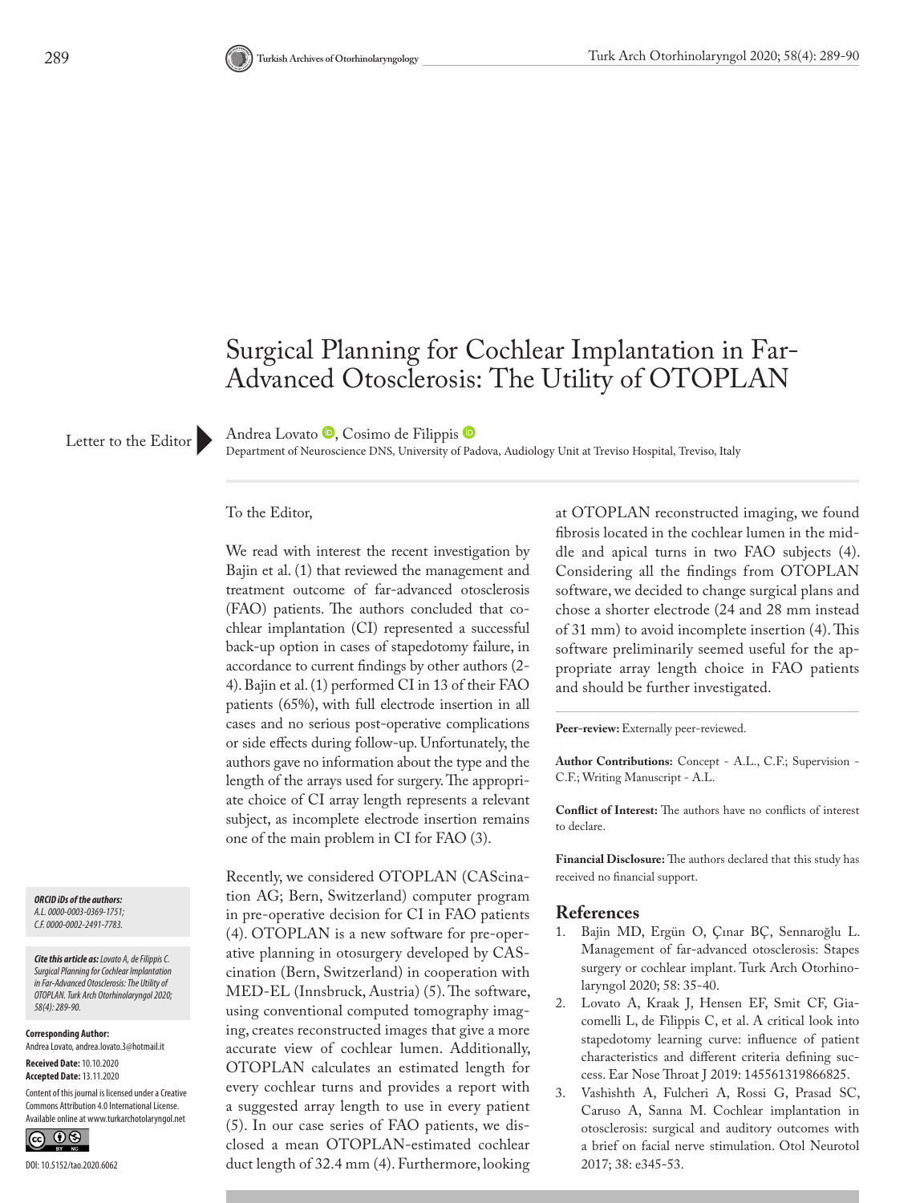# Surgical Planning for Cochlear Implantation in Far-Advanced Otosclerosis: The Utility of OTOPLAN

Letter to the Editor

Andrea Lovato, Cosimo de Filippis

Department of Neuroscience DNS, University of Padova, Audiology Unit at Treviso Hospital, Treviso, Italy

***ORCID iDs of the authors:*** *A.L. 0000-0003-0369-1751; C.F. 0000-0002-2491-7783.*

***Cite this article as:*** *Lovato A, de Filippis C. Surgical Planning for Cochlear Implantation in Far-Advanced Otosclerosis: The Utility of OTOPLAN. Turk Arch Otorhinolaryngol 2020; 58(4): 289-90.*

**Corresponding Author:** Andrea Lovato, andrea.lovato.3@hotmail.it

**Received Date:** 10.10.2020
**Accepted Date:** 13.11.2020

Content of this journal is licensed under a Creative Commons Attribution 4.0 International License. Available online at www.turkarchotolaryngol.net

DOI: 10.5152/tao.2020.6062

To the Editor,

We read with interest the recent investigation by Bajin et al. (1) that reviewed the management and treatment outcome of far-advanced otosclerosis (FAO) patients. The authors concluded that cochlear implantation (CI) represented a successful back-up option in cases of stapedotomy failure, in accordance to current findings by other authors (2-4). Bajin et al. (1) performed CI in 13 of their FAO patients (65%), with full electrode insertion in all cases and no serious post-operative complications or side effects during follow-up. Unfortunately, the authors gave no information about the type and the length of the arrays used for surgery. The appropriate choice of CI array length represents a relevant subject, as incomplete electrode insertion remains one of the main problem in CI for FAO (3).

Recently, we considered OTOPLAN (CAScination AG; Bern, Switzerland) computer program in pre-operative decision for CI in FAO patients (4). OTOPLAN is a new software for pre-operative planning in otosurgery developed by CAScination (Bern, Switzerland) in cooperation with MED-EL (Innsbruck, Austria) (5). The software, using conventional computed tomography imaging, creates reconstructed images that give a more accurate view of cochlear lumen. Additionally, OTOPLAN calculates an estimated length for every cochlear turns and provides a report with a suggested array length to use in every patient (5). In our case series of FAO patients, we disclosed a mean OTOPLAN-estimated cochlear duct length of 32.4 mm (4). Furthermore, looking at OTOPLAN reconstructed imaging, we found fibrosis located in the cochlear lumen in the middle and apical turns in two FAO subjects (4). Considering all the findings from OTOPLAN software, we decided to change surgical plans and chose a shorter electrode (24 and 28 mm instead of 31 mm) to avoid incomplete insertion (4). This software preliminarily seemed useful for the appropriate array length choice in FAO patients and should be further investigated.

**Peer-review:** Externally peer-reviewed.

**Author Contributions:** Concept - A.L., C.F.; Supervision - C.F.; Writing Manuscript - A.L.

**Conflict of Interest:** The authors have no conflicts of interest to declare.

**Financial Disclosure:** The authors declared that this study has received no financial support.

## References

1. Bajin MD, Ergün O, Çınar BÇ, Sennaroğlu L. Management of far-advanced otosclerosis: Stapes surgery or cochlear implant. Turk Arch Otorhinolaryngol 2020; 58: 35-40.
2. Lovato A, Kraak J, Hensen EF, Smit CF, Giacomelli L, de Filippis C, et al. A critical look into stapedotomy learning curve: influence of patient characteristics and different criteria defining success. Ear Nose Throat J 2019: 145561319866825.
3. Vashishth A, Fulcheri A, Rossi G, Prasad SC, Caruso A, Sanna M. Cochlear implantation in otosclerosis: surgical and auditory outcomes with a brief on facial nerve stimulation. Otol Neurotol 2017; 38: e345-53.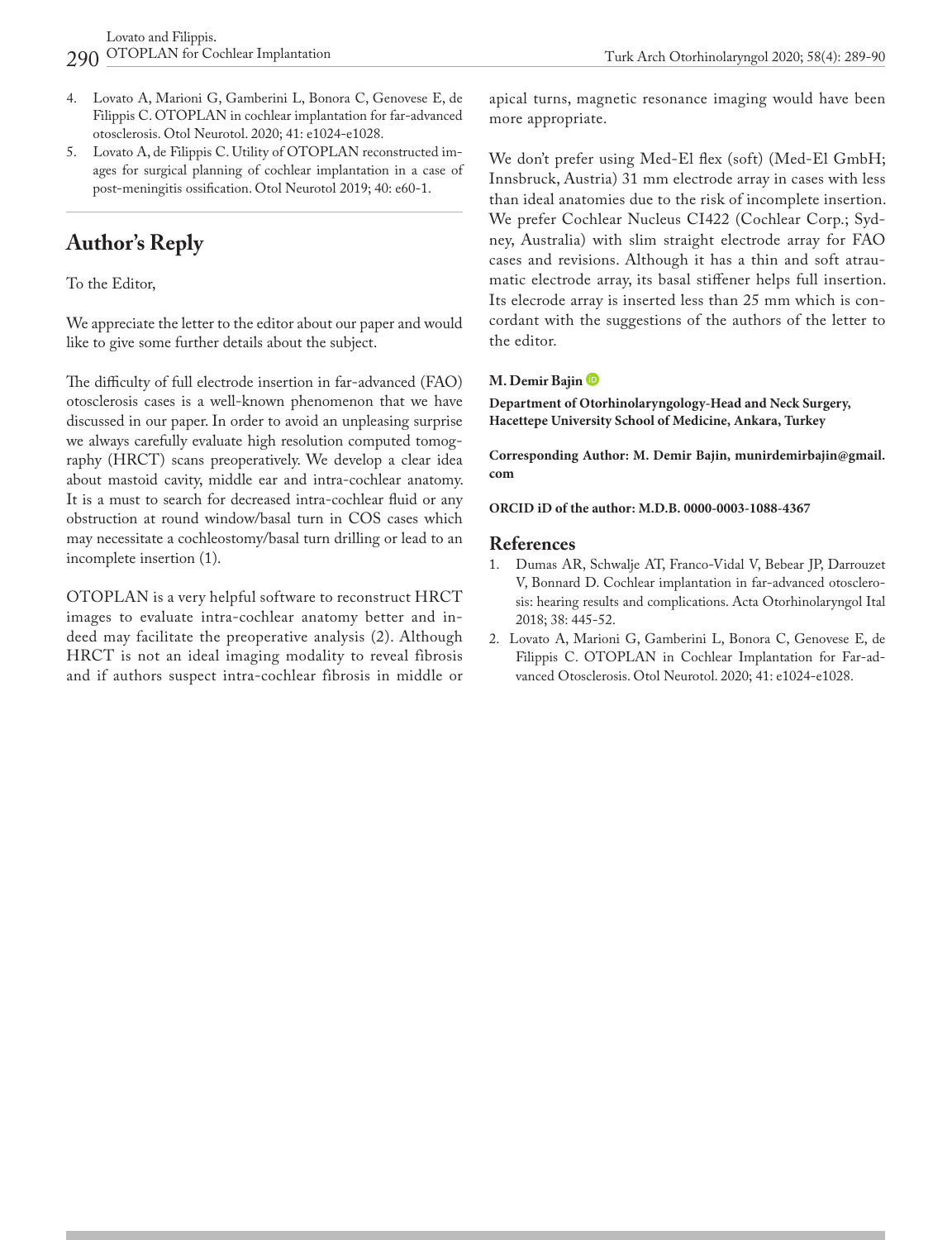4. Lovato A, Marioni G, Gamberini L, Bonora C, Genovese E, de Filippis C. OTOPLAN in cochlear implantation for far-advanced otosclerosis. Otol Neurotol. 2020; 41: e1024-e1028.
5. Lovato A, de Filippis C. Utility of OTOPLAN reconstructed images for surgical planning of cochlear implantation in a case of post-meningitis ossification. Otol Neurotol 2019; 40: e60-1.

## Author's Reply

To the Editor,

We appreciate the letter to the editor about our paper and would like to give some further details about the subject.

The difficulty of full electrode insertion in far-advanced (FAO) otosclerosis cases is a well-known phenomenon that we have discussed in our paper. In order to avoid an unpleasing surprise we always carefully evaluate high resolution computed tomography (HRCT) scans preoperatively. We develop a clear idea about mastoid cavity, middle ear and intra-cochlear anatomy. It is a must to search for decreased intra-cochlear fluid or any obstruction at round window/basal turn in COS cases which may necessitate a cochleostomy/basal turn drilling or lead to an incomplete insertion (1).

OTOPLAN is a very helpful software to reconstruct HRCT images to evaluate intra-cochlear anatomy better and indeed may facilitate the preoperative analysis (2). Although HRCT is not an ideal imaging modality to reveal fibrosis and if authors suspect intra-cochlear fibrosis in middle or apical turns, magnetic resonance imaging would have been more appropriate.

We don't prefer using Med-El flex (soft) (Med-El GmbH; Innsbruck, Austria) 31 mm electrode array in cases with less than ideal anatomies due to the risk of incomplete insertion. We prefer Cochlear Nucleus CI422 (Cochlear Corp.; Sydney, Australia) with slim straight electrode array for FAO cases and revisions. Although it has a thin and soft atraumatic electrode array, its basal stiffener helps full insertion. Its elecrode array is inserted less than 25 mm which is concordant with the suggestions of the authors of the letter to the editor.

**M. Demir Bajin**

**Department of Otorhinolaryngology-Head and Neck Surgery, Hacettepe University School of Medicine, Ankara, Turkey**

**Corresponding Author: M. Demir Bajin, munirdemirbajin@gmail.com**

**ORCID iD of the author: M.D.B. 0000-0003-1088-4367**

### References

1. Dumas AR, Schwalje AT, Franco-Vidal V, Bebear JP, Darrouzet V, Bonnard D. Cochlear implantation in far-advanced otosclerosis: hearing results and complications. Acta Otorhinolaryngol Ital 2018; 38: 445-52.
2. Lovato A, Marioni G, Gamberini L, Bonora C, Genovese E, de Filippis C. OTOPLAN in Cochlear Implantation for Far-advanced Otosclerosis. Otol Neurotol. 2020; 41: e1024-e1028.